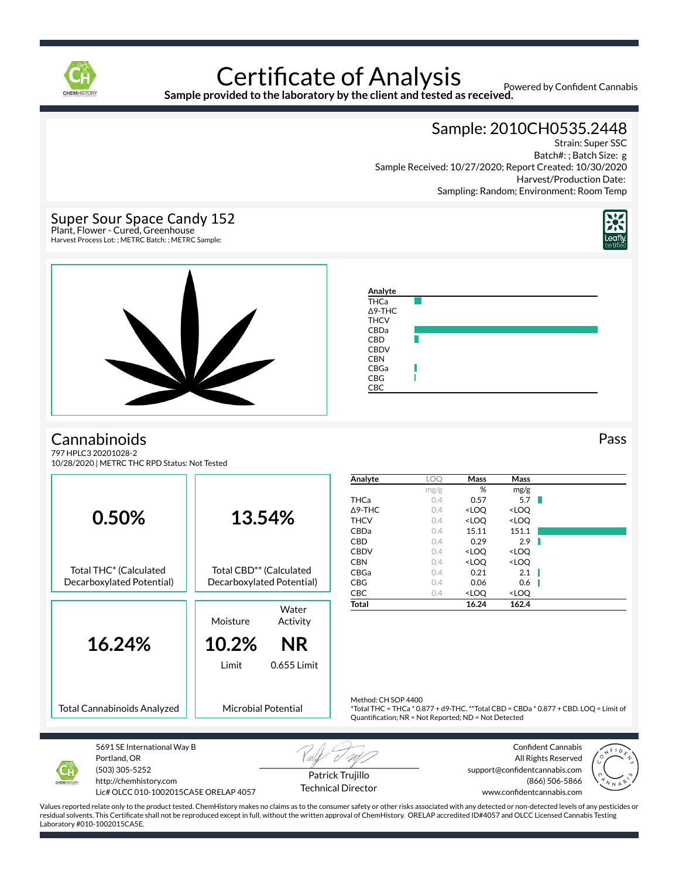# Certificate of Analysis

**Sample provided to the laboratory by the client and tested as received.**

Powered by Confident Cannabis

## Sample: 2010CH0535.2448

Strain: Super SSC
Batch#: ; Batch Size: g
Sample Received: 10/27/2020; Report Created: 10/30/2020
Harvest/Production Date:
Sampling: Random; Environment: Room Temp

## Super Sour Space Candy 152

Plant, Flower - Cured, Greenhouse
Harvest Process Lot: ; METRC Batch: ; METRC Sample:

## Cannabinoids

Pass

797 HPLC3 20201028-2
10/28/2020 | METRC THC RPD Status: Not Tested

**0.50%**
Total THC* (Calculated Decarboxylated Potential)

**13.54%**
Total CBD** (Calculated Decarboxylated Potential)

**16.24%**
Total Cannabinoids Analyzed

| Moisture | Water Activity |
| --- | --- |
| **10.2%** | **NR** |
| Limit | 0.655 Limit |

Microbial Potential

| Analyte | LOQ | Mass | Mass |
| --- | --- | --- | --- |
| | mg/g | % | mg/g |
| THCa | 0.4 | 0.57 | 5.7 |
| Δ9-THC | 0.4 | <LOQ | <LOQ |
| THCV | 0.4 | <LOQ | <LOQ |
| CBDa | 0.4 | 15.11 | 151.1 |
| CBD | 0.4 | 0.29 | 2.9 |
| CBDV | 0.4 | <LOQ | <LOQ |
| CBN | 0.4 | <LOQ | <LOQ |
| CBGa | 0.4 | 0.21 | 2.1 |
| CBG | 0.4 | 0.06 | 0.6 |
| CBC | 0.4 | <LOQ | <LOQ |
| **Total** | | **16.24** | **162.4** |

Method: CH SOP 4400
*Total THC = THCa * 0.877 + d9-THC. **Total CBD = CBDa * 0.877 + CBD. LOQ = Limit of Quantification; NR = Not Reported; ND = Not Detected

5691 SE International Way B
Portland, OR
(503) 305-5252
http://chemhistory.com
Lic# OLCC 010-1002015CA5E ORELAP 4057

Patrick Trujillo
Technical Director

Confident Cannabis
All Rights Reserved
support@confidentcannabis.com
(866) 506-5866
www.confidentcannabis.com

Values reported relate only to the product tested. ChemHistory makes no claims as to the consumer safety or other risks associated with any detected or non-detected levels of any pesticides or residual solvents. This Certificate shall not be reproduced except in full, without the written approval of ChemHistory. ORELAP accredited ID#4057 and OLCC Licensed Cannabis Testing Laboratory #010-1002015CA5E.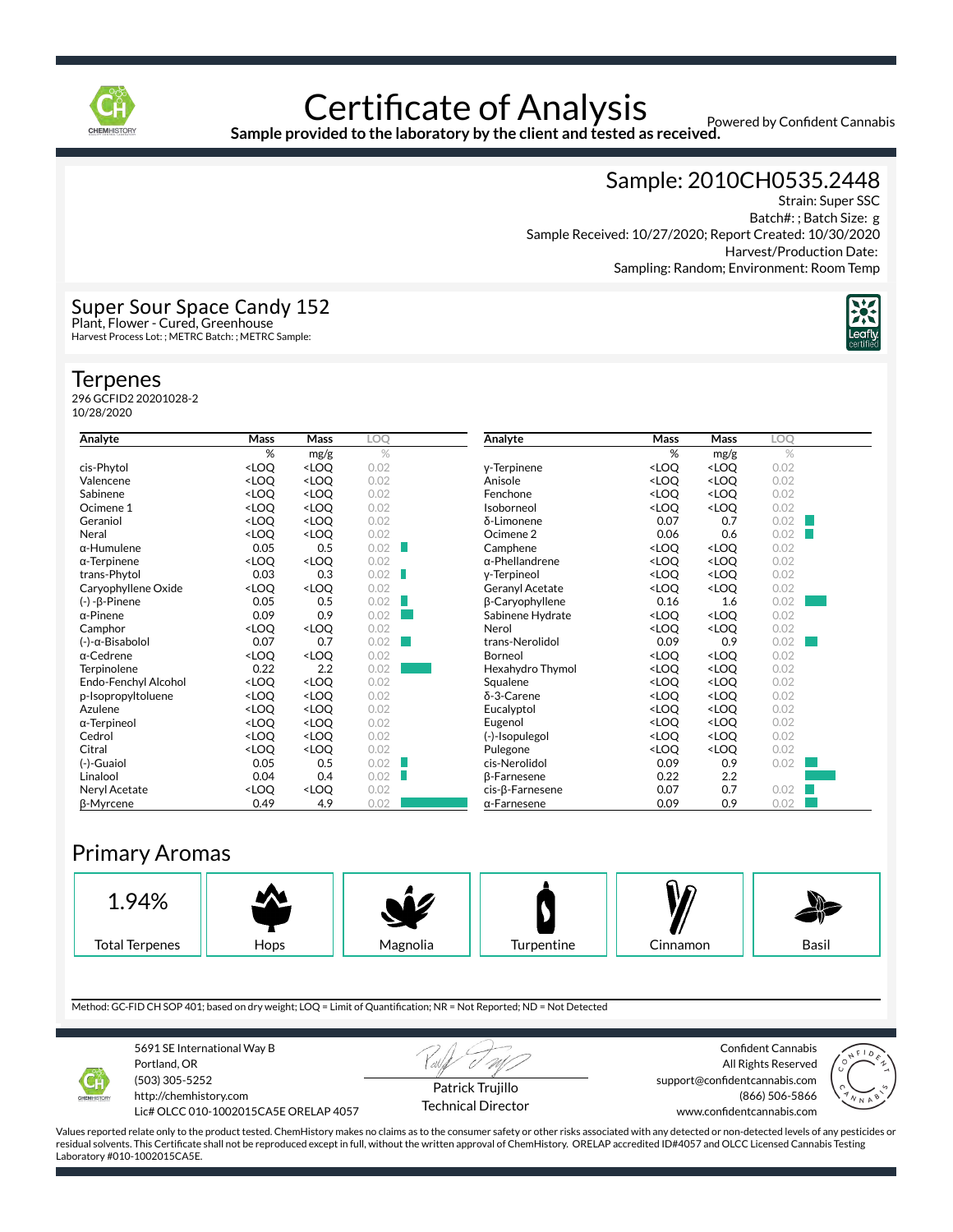# Certificate of Analysis

**Sample provided to the laboratory by the client and tested as received.**

Powered by Confident Cannabis

## Sample: 2010CH0535.2448

Strain: Super SSC
Batch#: ; Batch Size: g
Sample Received: 10/27/2020; Report Created: 10/30/2020
Harvest/Production Date:
Sampling: Random; Environment: Room Temp

## Super Sour Space Candy 152

Plant, Flower - Cured, Greenhouse
Harvest Process Lot: ; METRC Batch: ; METRC Sample:

Leafly certified

## Terpenes

296 GCFID2 20201028-2
10/28/2020

| Analyte | Mass | Mass | LOQ |
|---|---|---|---|
| | % | mg/g | % |
| cis-Phytol | <LOQ | <LOQ | 0.02 |
| Valencene | <LOQ | <LOQ | 0.02 |
| Sabinene | <LOQ | <LOQ | 0.02 |
| Ocimene 1 | <LOQ | <LOQ | 0.02 |
| Geraniol | <LOQ | <LOQ | 0.02 |
| Neral | <LOQ | <LOQ | 0.02 |
| α-Humulene | 0.05 | 0.5 | 0.02 |
| α-Terpinene | <LOQ | <LOQ | 0.02 |
| trans-Phytol | 0.03 | 0.3 | 0.02 |
| Caryophyllene Oxide | <LOQ | <LOQ | 0.02 |
| (-)-β-Pinene | 0.05 | 0.5 | 0.02 |
| α-Pinene | 0.09 | 0.9 | 0.02 |
| Camphor | <LOQ | <LOQ | 0.02 |
| (-)-α-Bisabolol | 0.07 | 0.7 | 0.02 |
| α-Cedrene | <LOQ | <LOQ | 0.02 |
| Terpinolene | 0.22 | 2.2 | 0.02 |
| Endo-Fenchyl Alcohol | <LOQ | <LOQ | 0.02 |
| p-Isopropyltoluene | <LOQ | <LOQ | 0.02 |
| Azulene | <LOQ | <LOQ | 0.02 |
| α-Terpineol | <LOQ | <LOQ | 0.02 |
| Cedrol | <LOQ | <LOQ | 0.02 |
| Citral | <LOQ | <LOQ | 0.02 |
| (-)-Guaiol | 0.05 | 0.5 | 0.02 |
| Linalool | 0.04 | 0.4 | 0.02 |
| Neryl Acetate | <LOQ | <LOQ | 0.02 |
| β-Myrcene | 0.49 | 4.9 | 0.02 |
| γ-Terpinene | <LOQ | <LOQ | 0.02 |
| Anisole | <LOQ | <LOQ | 0.02 |
| Fenchone | <LOQ | <LOQ | 0.02 |
| Isoborneol | <LOQ | <LOQ | 0.02 |
| δ-Limonene | 0.07 | 0.7 | 0.02 |
| Ocimene 2 | 0.06 | 0.6 | 0.02 |
| Camphene | <LOQ | <LOQ | 0.02 |
| α-Phellandrene | <LOQ | <LOQ | 0.02 |
| γ-Terpineol | <LOQ | <LOQ | 0.02 |
| Geranyl Acetate | <LOQ | <LOQ | 0.02 |
| β-Caryophyllene | 0.16 | 1.6 | 0.02 |
| Sabinene Hydrate | <LOQ | <LOQ | 0.02 |
| Nerol | <LOQ | <LOQ | 0.02 |
| trans-Nerolidol | 0.09 | 0.9 | 0.02 |
| Borneol | <LOQ | <LOQ | 0.02 |
| Hexahydro Thymol | <LOQ | <LOQ | 0.02 |
| Squalene | <LOQ | <LOQ | 0.02 |
| δ-3-Carene | <LOQ | <LOQ | 0.02 |
| Eucalyptol | <LOQ | <LOQ | 0.02 |
| Eugenol | <LOQ | <LOQ | 0.02 |
| (-)-Isopulegol | <LOQ | <LOQ | 0.02 |
| Pulegone | <LOQ | <LOQ | 0.02 |
| cis-Nerolidol | 0.09 | 0.9 | 0.02 |
| β-Farnesene | 0.22 | 2.2 | |
| cis-β-Farnesene | 0.07 | 0.7 | 0.02 |
| α-Farnesene | 0.09 | 0.9 | 0.02 |

## Primary Aromas

| 1.94% Total Terpenes | Hops | Magnolia | Turpentine | Cinnamon | Basil |
|---|---|---|---|---|---|

Method: GC-FID CH SOP 401; based on dry weight; LOQ = Limit of Quantification; NR = Not Reported; ND = Not Detected

5691 SE International Way B
Portland, OR
(503) 305-5252
http://chemhistory.com
Lic# OLCC 010-1002015CA5E ORELAP 4057

Patrick Trujillo
Technical Director

Confident Cannabis
All Rights Reserved
support@confidentcannabis.com
(866) 506-5866
www.confidentcannabis.com

Values reported relate only to the product tested. ChemHistory makes no claims as to the consumer safety or other risks associated with any detected or non-detected levels of any pesticides or residual solvents. This Certificate shall not be reproduced except in full, without the written approval of ChemHistory. ORELAP accredited ID#4057 and OLCC Licensed Cannabis Testing Laboratory #010-1002015CA5E.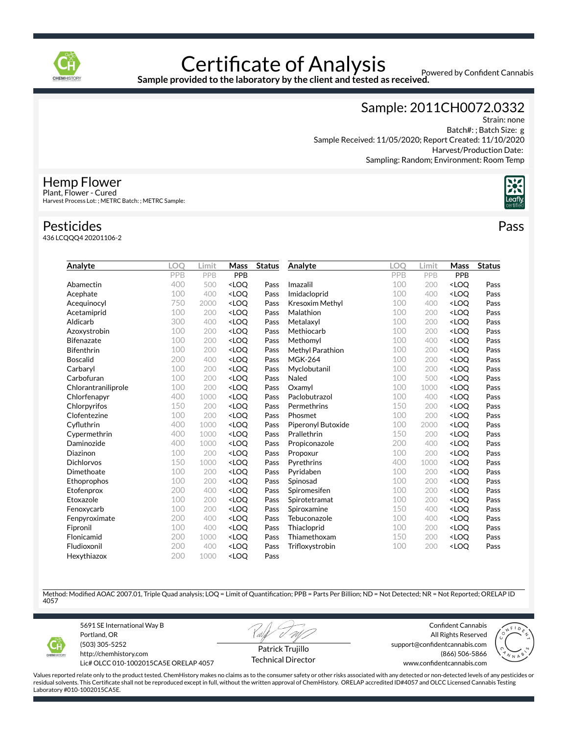# Certificate of Analysis

**Sample provided to the laboratory by the client and tested as received.**

Powered by Confident Cannabis

## Sample: 2011CH0072.0332

Strain: none
Batch#: ; Batch Size: g
Sample Received: 11/05/2020; Report Created: 11/10/2020
Harvest/Production Date:
Sampling: Random; Environment: Room Temp

## Hemp Flower

Plant, Flower - Cured
Harvest Process Lot: ; METRC Batch: ; METRC Sample:

## Pesticides

**Pass**

436 LCQQQ4 20201106-2

| Analyte | LOQ | Limit | Mass | Status |
|---|---|---|---|---|
| | PPB | PPB | PPB | |
| Abamectin | 400 | 500 | <LOQ | Pass |
| Acephate | 100 | 400 | <LOQ | Pass |
| Acequinocyl | 750 | 2000 | <LOQ | Pass |
| Acetamiprid | 100 | 200 | <LOQ | Pass |
| Aldicarb | 300 | 400 | <LOQ | Pass |
| Azoxystrobin | 100 | 200 | <LOQ | Pass |
| Bifenazate | 100 | 200 | <LOQ | Pass |
| Bifenthrin | 100 | 200 | <LOQ | Pass |
| Boscalid | 200 | 400 | <LOQ | Pass |
| Carbaryl | 100 | 200 | <LOQ | Pass |
| Carbofuran | 100 | 200 | <LOQ | Pass |
| Chlorantraniliprole | 100 | 200 | <LOQ | Pass |
| Chlorfenapyr | 400 | 1000 | <LOQ | Pass |
| Chlorpyrifos | 150 | 200 | <LOQ | Pass |
| Clofentezine | 100 | 200 | <LOQ | Pass |
| Cyfluthrin | 400 | 1000 | <LOQ | Pass |
| Cypermethrin | 400 | 1000 | <LOQ | Pass |
| Daminozide | 400 | 1000 | <LOQ | Pass |
| Diazinon | 100 | 200 | <LOQ | Pass |
| Dichlorvos | 150 | 1000 | <LOQ | Pass |
| Dimethoate | 100 | 200 | <LOQ | Pass |
| Ethoprophos | 100 | 200 | <LOQ | Pass |
| Etofenprox | 200 | 400 | <LOQ | Pass |
| Etoxazole | 100 | 200 | <LOQ | Pass |
| Fenoxycarb | 100 | 200 | <LOQ | Pass |
| Fenpyroximate | 200 | 400 | <LOQ | Pass |
| Fipronil | 100 | 400 | <LOQ | Pass |
| Flonicamid | 200 | 1000 | <LOQ | Pass |
| Fludioxonil | 200 | 400 | <LOQ | Pass |
| Hexythiazox | 200 | 1000 | <LOQ | Pass |
| Imazalil | 100 | 200 | <LOQ | Pass |
| Imidacloprid | 100 | 400 | <LOQ | Pass |
| Kresoxim Methyl | 100 | 400 | <LOQ | Pass |
| Malathion | 100 | 200 | <LOQ | Pass |
| Metalaxyl | 100 | 200 | <LOQ | Pass |
| Methiocarb | 100 | 200 | <LOQ | Pass |
| Methomyl | 100 | 400 | <LOQ | Pass |
| Methyl Parathion | 100 | 200 | <LOQ | Pass |
| MGK-264 | 100 | 200 | <LOQ | Pass |
| Myclobutanil | 100 | 200 | <LOQ | Pass |
| Naled | 100 | 500 | <LOQ | Pass |
| Oxamyl | 100 | 1000 | <LOQ | Pass |
| Paclobutrazol | 100 | 400 | <LOQ | Pass |
| Permethrins | 150 | 200 | <LOQ | Pass |
| Phosmet | 100 | 200 | <LOQ | Pass |
| Piperonyl Butoxide | 100 | 2000 | <LOQ | Pass |
| Prallethrin | 150 | 200 | <LOQ | Pass |
| Propiconazole | 200 | 400 | <LOQ | Pass |
| Propoxur | 100 | 200 | <LOQ | Pass |
| Pyrethrins | 400 | 1000 | <LOQ | Pass |
| Pyridaben | 100 | 200 | <LOQ | Pass |
| Spinosad | 100 | 200 | <LOQ | Pass |
| Spiromesifen | 100 | 200 | <LOQ | Pass |
| Spirotetramat | 100 | 200 | <LOQ | Pass |
| Spiroxamine | 150 | 400 | <LOQ | Pass |
| Tebuconazole | 100 | 400 | <LOQ | Pass |
| Thiacloprid | 100 | 200 | <LOQ | Pass |
| Thiamethoxam | 150 | 200 | <LOQ | Pass |
| Trifloxystrobin | 100 | 200 | <LOQ | Pass |

Method: Modified AOAC 2007.01, Triple Quad analysis; LOQ = Limit of Quantification; PPB = Parts Per Billion; ND = Not Detected; NR = Not Reported; ORELAP ID 4057

5691 SE International Way B
Portland, OR
(503) 305-5252
http://chemhistory.com
Lic# OLCC 010-1002015CA5E ORELAP 4057

Patrick Trujillo
Technical Director

Confident Cannabis
All Rights Reserved
support@confidentcannabis.com
(866) 506-5866
www.confidentcannabis.com

Values reported relate only to the product tested. ChemHistory makes no claims as to the consumer safety or other risks associated with any detected or non-detected levels of any pesticides or residual solvents. This Certificate shall not be reproduced except in full, without the written approval of ChemHistory. ORELAP accredited ID#4057 and OLCC Licensed Cannabis Testing Laboratory #010-1002015CA5E.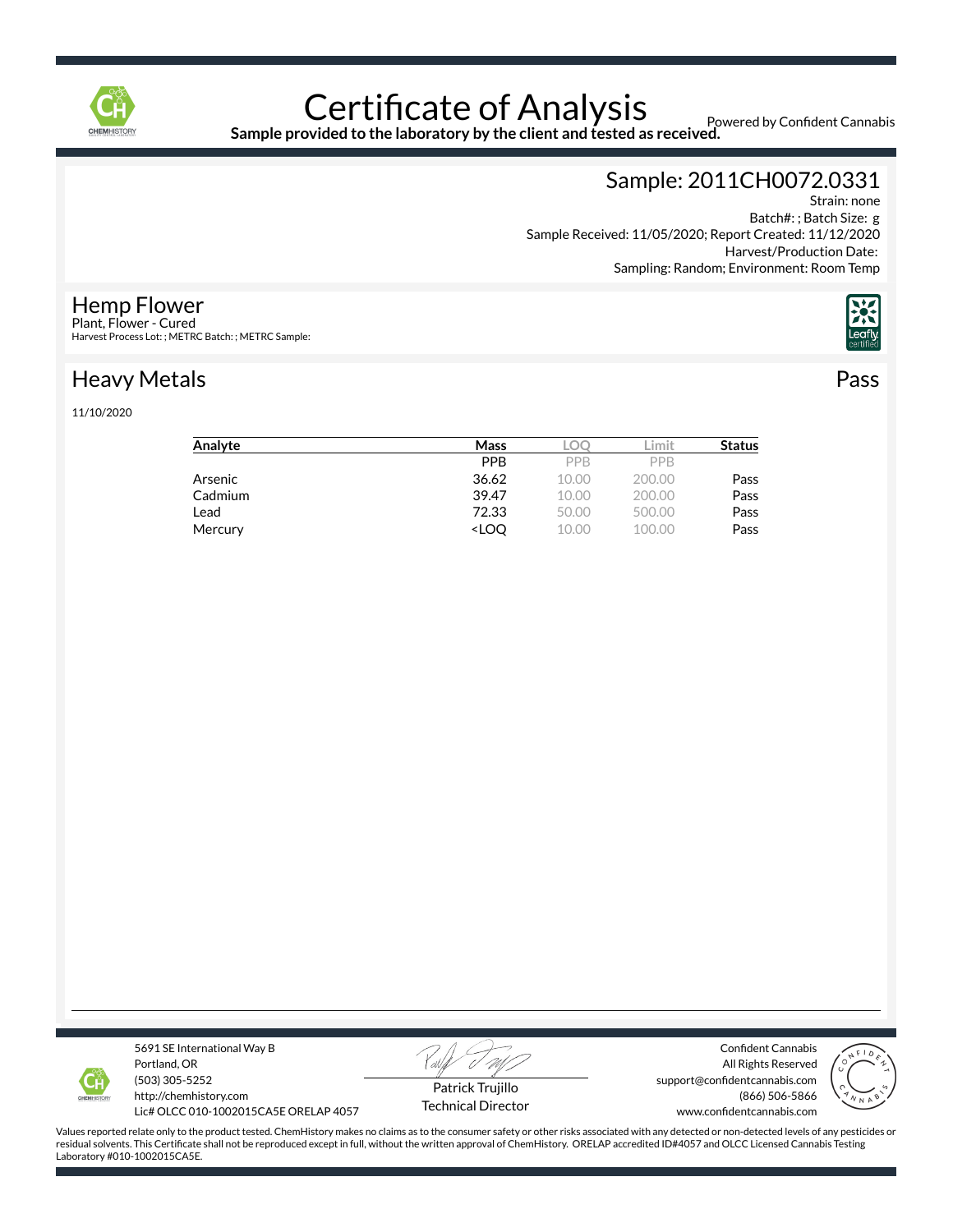# Certificate of Analysis

**Sample provided to the laboratory by the client and tested as received.**

Powered by Confident Cannabis

## Sample: 2011CH0072.0331

Strain: none
Batch#: ; Batch Size: g
Sample Received: 11/05/2020; Report Created: 11/12/2020
Harvest/Production Date:
Sampling: Random; Environment: Room Temp

## Hemp Flower

Plant, Flower - Cured
Harvest Process Lot: ; METRC Batch: ; METRC Sample:

## Heavy Metals

Pass

11/10/2020

| Analyte | Mass | LOQ | Limit | Status |
|---|---|---|---|---|
| | PPB | PPB | PPB | |
| Arsenic | 36.62 | 10.00 | 200.00 | Pass |
| Cadmium | 39.47 | 10.00 | 200.00 | Pass |
| Lead | 72.33 | 50.00 | 500.00 | Pass |
| Mercury | <LOQ | 10.00 | 100.00 | Pass |

5691 SE International Way B
Portland, OR
(503) 305-5252
http://chemhistory.com
Lic# OLCC 010-1002015CA5E ORELAP 4057

Patrick Trujillo
Technical Director

Confident Cannabis
All Rights Reserved
support@confidentcannabis.com
(866) 506-5866
www.confidentcannabis.com

Values reported relate only to the product tested. ChemHistory makes no claims as to the consumer safety or other risks associated with any detected or non-detected levels of any pesticides or residual solvents. This Certificate shall not be reproduced except in full, without the written approval of ChemHistory. ORELAP accredited ID#4057 and OLCC Licensed Cannabis Testing Laboratory #010-1002015CA5E.